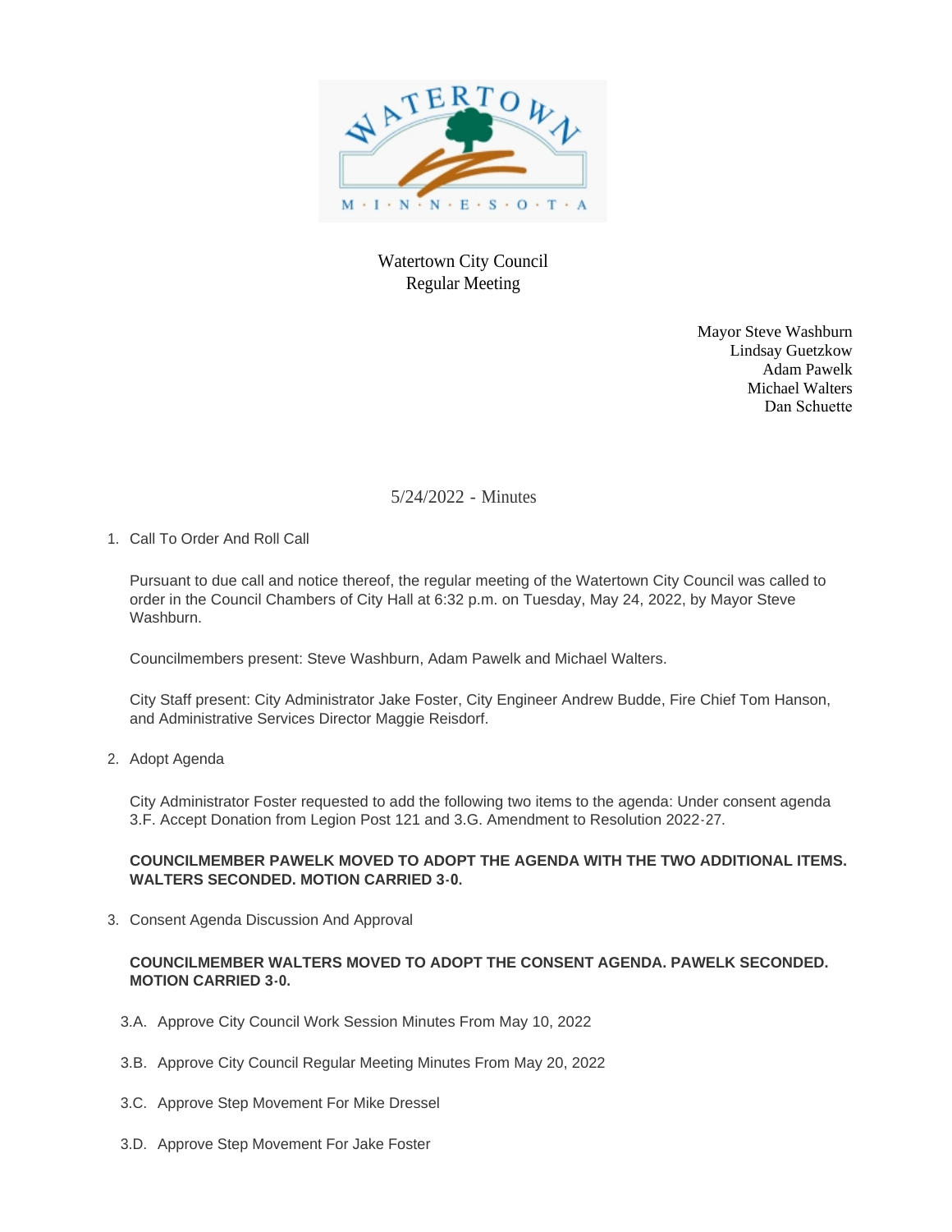Watertown City Council
Regular Meeting

Mayor Steve Washburn
Lindsay Guetzkow
Adam Pawelk
Michael Walters
Dan Schuette

5/24/2022 - Minutes

1. Call To Order And Roll Call

   Pursuant to due call and notice thereof, the regular meeting of the Watertown City Council was called to order in the Council Chambers of City Hall at 6:32 p.m. on Tuesday, May 24, 2022, by Mayor Steve Washburn.

   Councilmembers present: Steve Washburn, Adam Pawelk and Michael Walters.

   City Staff present: City Administrator Jake Foster, City Engineer Andrew Budde, Fire Chief Tom Hanson, and Administrative Services Director Maggie Reisdorf.

2. Adopt Agenda

   City Administrator Foster requested to add the following two items to the agenda: Under consent agenda 3.F. Accept Donation from Legion Post 121 and 3.G. Amendment to Resolution 2022-27.

   **COUNCILMEMBER PAWELK MOVED TO ADOPT THE AGENDA WITH THE TWO ADDITIONAL ITEMS. WALTERS SECONDED. MOTION CARRIED 3-0.**

3. Consent Agenda Discussion And Approval

   **COUNCILMEMBER WALTERS MOVED TO ADOPT THE CONSENT AGENDA. PAWELK SECONDED. MOTION CARRIED 3-0.**

   3.A. Approve City Council Work Session Minutes From May 10, 2022

   3.B. Approve City Council Regular Meeting Minutes From May 20, 2022

   3.C. Approve Step Movement For Mike Dressel

   3.D. Approve Step Movement For Jake Foster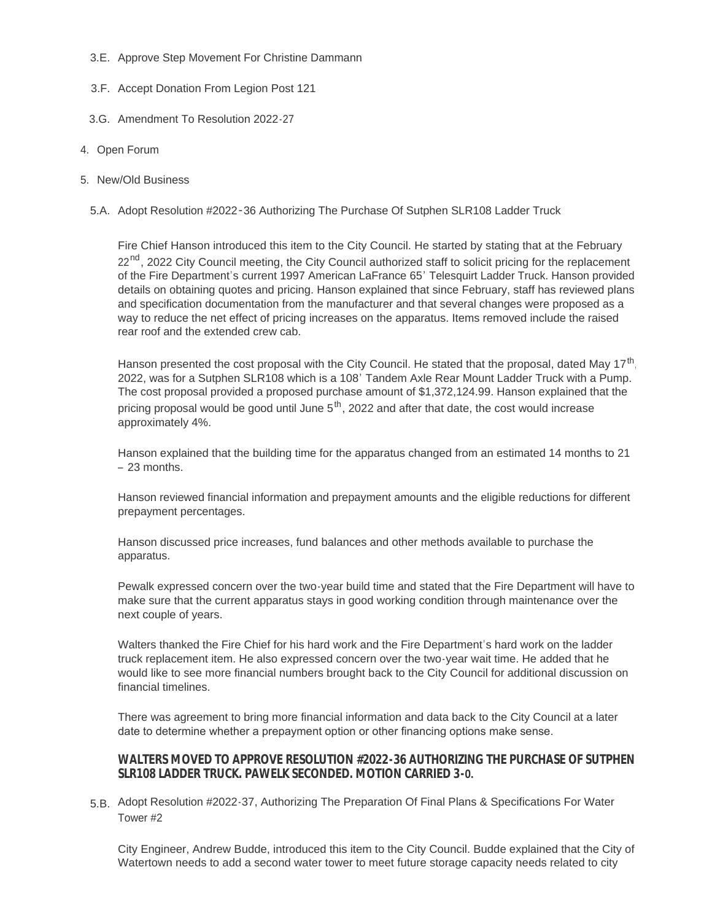3.E. Approve Step Movement For Christine Dammann

3.F. Accept Donation From Legion Post 121

3.G. Amendment To Resolution 2022-27

4. Open Forum

5. New/Old Business

5.A. Adopt Resolution #2022-36 Authorizing The Purchase Of Sutphen SLR108 Ladder Truck

Fire Chief Hanson introduced this item to the City Council. He started by stating that at the February 22nd, 2022 City Council meeting, the City Council authorized staff to solicit pricing for the replacement of the Fire Department's current 1997 American LaFrance 65' Telesquirt Ladder Truck. Hanson provided details on obtaining quotes and pricing. Hanson explained that since February, staff has reviewed plans and specification documentation from the manufacturer and that several changes were proposed as a way to reduce the net effect of pricing increases on the apparatus. Items removed include the raised rear roof and the extended crew cab.

Hanson presented the cost proposal with the City Council. He stated that the proposal, dated May 17th, 2022, was for a Sutphen SLR108 which is a 108' Tandem Axle Rear Mount Ladder Truck with a Pump. The cost proposal provided a proposed purchase amount of $1,372,124.99. Hanson explained that the pricing proposal would be good until June 5th, 2022 and after that date, the cost would increase approximately 4%.

Hanson explained that the building time for the apparatus changed from an estimated 14 months to 21 – 23 months.

Hanson reviewed financial information and prepayment amounts and the eligible reductions for different prepayment percentages.

Hanson discussed price increases, fund balances and other methods available to purchase the apparatus.

Pewalk expressed concern over the two-year build time and stated that the Fire Department will have to make sure that the current apparatus stays in good working condition through maintenance over the next couple of years.

Walters thanked the Fire Chief for his hard work and the Fire Department's hard work on the ladder truck replacement item. He also expressed concern over the two-year wait time. He added that he would like to see more financial numbers brought back to the City Council for additional discussion on financial timelines.

There was agreement to bring more financial information and data back to the City Council at a later date to determine whether a prepayment option or other financing options make sense.

**WALTERS MOVED TO APPROVE RESOLUTION #2022-36 AUTHORIZING THE PURCHASE OF SUTPHEN SLR108 LADDER TRUCK. PAWELK SECONDED. MOTION CARRIED 3-0.**

5.B. Adopt Resolution #2022-37, Authorizing The Preparation Of Final Plans & Specifications For Water Tower #2

City Engineer, Andrew Budde, introduced this item to the City Council. Budde explained that the City of Watertown needs to add a second water tower to meet future storage capacity needs related to city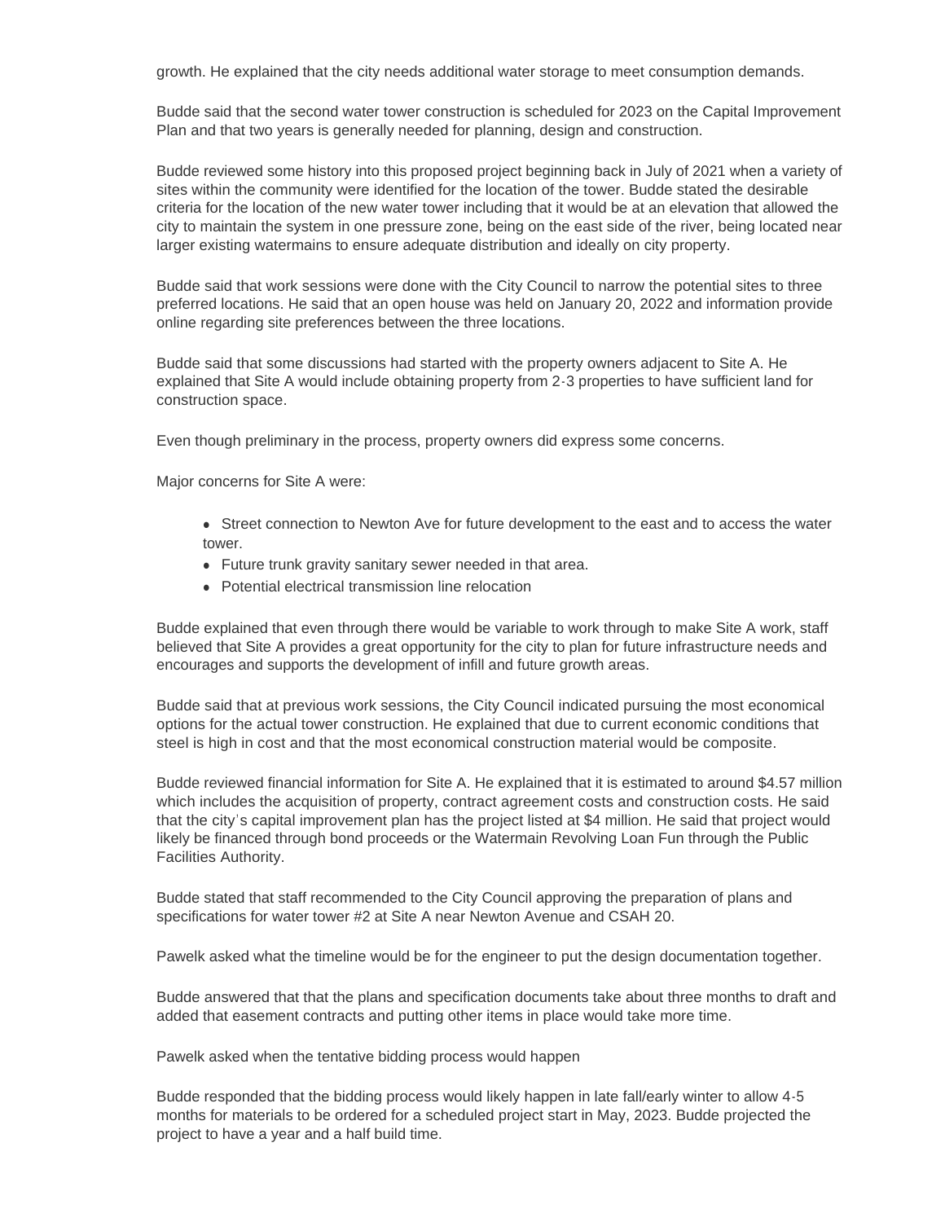growth. He explained that the city needs additional water storage to meet consumption demands.

Budde said that the second water tower construction is scheduled for 2023 on the Capital Improvement Plan and that two years is generally needed for planning, design and construction.

Budde reviewed some history into this proposed project beginning back in July of 2021 when a variety of sites within the community were identified for the location of the tower. Budde stated the desirable criteria for the location of the new water tower including that it would be at an elevation that allowed the city to maintain the system in one pressure zone, being on the east side of the river, being located near larger existing watermains to ensure adequate distribution and ideally on city property.

Budde said that work sessions were done with the City Council to narrow the potential sites to three preferred locations. He said that an open house was held on January 20, 2022 and information provide online regarding site preferences between the three locations.

Budde said that some discussions had started with the property owners adjacent to Site A. He explained that Site A would include obtaining property from 2-3 properties to have sufficient land for construction space.

Even though preliminary in the process, property owners did express some concerns.

Major concerns for Site A were:

- Street connection to Newton Ave for future development to the east and to access the water tower.
- Future trunk gravity sanitary sewer needed in that area.
- Potential electrical transmission line relocation

Budde explained that even through there would be variable to work through to make Site A work, staff believed that Site A provides a great opportunity for the city to plan for future infrastructure needs and encourages and supports the development of infill and future growth areas.

Budde said that at previous work sessions, the City Council indicated pursuing the most economical options for the actual tower construction. He explained that due to current economic conditions that steel is high in cost and that the most economical construction material would be composite.

Budde reviewed financial information for Site A. He explained that it is estimated to around $4.57 million which includes the acquisition of property, contract agreement costs and construction costs. He said that the city's capital improvement plan has the project listed at $4 million. He said that project would likely be financed through bond proceeds or the Watermain Revolving Loan Fun through the Public Facilities Authority.

Budde stated that staff recommended to the City Council approving the preparation of plans and specifications for water tower #2 at Site A near Newton Avenue and CSAH 20.

Pawelk asked what the timeline would be for the engineer to put the design documentation together.

Budde answered that that the plans and specification documents take about three months to draft and added that easement contracts and putting other items in place would take more time.

Pawelk asked when the tentative bidding process would happen

Budde responded that the bidding process would likely happen in late fall/early winter to allow 4-5 months for materials to be ordered for a scheduled project start in May, 2023. Budde projected the project to have a year and a half build time.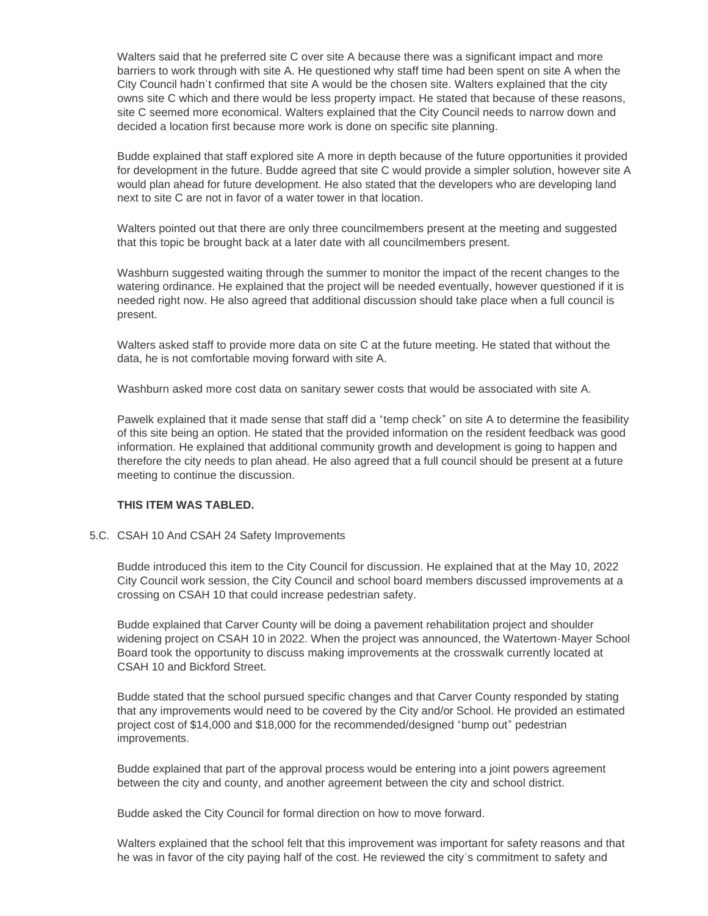Walters said that he preferred site C over site A because there was a significant impact and more barriers to work through with site A. He questioned why staff time had been spent on site A when the City Council hadn't confirmed that site A would be the chosen site. Walters explained that the city owns site C which and there would be less property impact. He stated that because of these reasons, site C seemed more economical. Walters explained that the City Council needs to narrow down and decided a location first because more work is done on specific site planning.

Budde explained that staff explored site A more in depth because of the future opportunities it provided for development in the future. Budde agreed that site C would provide a simpler solution, however site A would plan ahead for future development. He also stated that the developers who are developing land next to site C are not in favor of a water tower in that location.

Walters pointed out that there are only three councilmembers present at the meeting and suggested that this topic be brought back at a later date with all councilmembers present.

Washburn suggested waiting through the summer to monitor the impact of the recent changes to the watering ordinance. He explained that the project will be needed eventually, however questioned if it is needed right now. He also agreed that additional discussion should take place when a full council is present.

Walters asked staff to provide more data on site C at the future meeting. He stated that without the data, he is not comfortable moving forward with site A.

Washburn asked more cost data on sanitary sewer costs that would be associated with site A.

Pawelk explained that it made sense that staff did a "temp check" on site A to determine the feasibility of this site being an option. He stated that the provided information on the resident feedback was good information. He explained that additional community growth and development is going to happen and therefore the city needs to plan ahead. He also agreed that a full council should be present at a future meeting to continue the discussion.

**THIS ITEM WAS TABLED.**

5.C. CSAH 10 And CSAH 24 Safety Improvements

Budde introduced this item to the City Council for discussion. He explained that at the May 10, 2022 City Council work session, the City Council and school board members discussed improvements at a crossing on CSAH 10 that could increase pedestrian safety.

Budde explained that Carver County will be doing a pavement rehabilitation project and shoulder widening project on CSAH 10 in 2022. When the project was announced, the Watertown-Mayer School Board took the opportunity to discuss making improvements at the crosswalk currently located at CSAH 10 and Bickford Street.

Budde stated that the school pursued specific changes and that Carver County responded by stating that any improvements would need to be covered by the City and/or School. He provided an estimated project cost of $14,000 and $18,000 for the recommended/designed "bump out" pedestrian improvements.

Budde explained that part of the approval process would be entering into a joint powers agreement between the city and county, and another agreement between the city and school district.

Budde asked the City Council for formal direction on how to move forward.

Walters explained that the school felt that this improvement was important for safety reasons and that he was in favor of the city paying half of the cost. He reviewed the city's commitment to safety and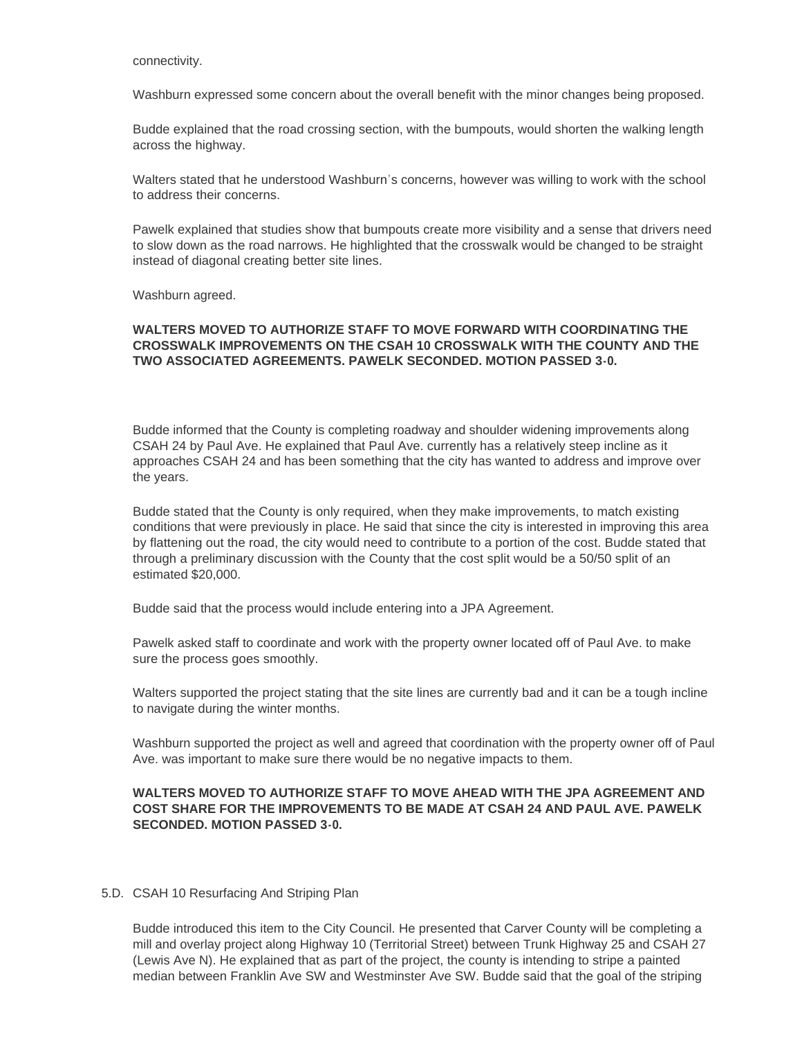connectivity.

Washburn expressed some concern about the overall benefit with the minor changes being proposed.

Budde explained that the road crossing section, with the bumpouts, would shorten the walking length across the highway.

Walters stated that he understood Washburn's concerns, however was willing to work with the school to address their concerns.

Pawelk explained that studies show that bumpouts create more visibility and a sense that drivers need to slow down as the road narrows. He highlighted that the crosswalk would be changed to be straight instead of diagonal creating better site lines.

Washburn agreed.

**WALTERS MOVED TO AUTHORIZE STAFF TO MOVE FORWARD WITH COORDINATING THE CROSSWALK IMPROVEMENTS ON THE CSAH 10 CROSSWALK WITH THE COUNTY AND THE TWO ASSOCIATED AGREEMENTS. PAWELK SECONDED. MOTION PASSED 3-0.**

Budde informed that the County is completing roadway and shoulder widening improvements along CSAH 24 by Paul Ave. He explained that Paul Ave. currently has a relatively steep incline as it approaches CSAH 24 and has been something that the city has wanted to address and improve over the years.

Budde stated that the County is only required, when they make improvements, to match existing conditions that were previously in place. He said that since the city is interested in improving this area by flattening out the road, the city would need to contribute to a portion of the cost. Budde stated that through a preliminary discussion with the County that the cost split would be a 50/50 split of an estimated $20,000.

Budde said that the process would include entering into a JPA Agreement.

Pawelk asked staff to coordinate and work with the property owner located off of Paul Ave. to make sure the process goes smoothly.

Walters supported the project stating that the site lines are currently bad and it can be a tough incline to navigate during the winter months.

Washburn supported the project as well and agreed that coordination with the property owner off of Paul Ave. was important to make sure there would be no negative impacts to them.

**WALTERS MOVED TO AUTHORIZE STAFF TO MOVE AHEAD WITH THE JPA AGREEMENT AND COST SHARE FOR THE IMPROVEMENTS TO BE MADE AT CSAH 24 AND PAUL AVE. PAWELK SECONDED. MOTION PASSED 3-0.**

5.D. CSAH 10 Resurfacing And Striping Plan

Budde introduced this item to the City Council. He presented that Carver County will be completing a mill and overlay project along Highway 10 (Territorial Street) between Trunk Highway 25 and CSAH 27 (Lewis Ave N). He explained that as part of the project, the county is intending to stripe a painted median between Franklin Ave SW and Westminster Ave SW. Budde said that the goal of the striping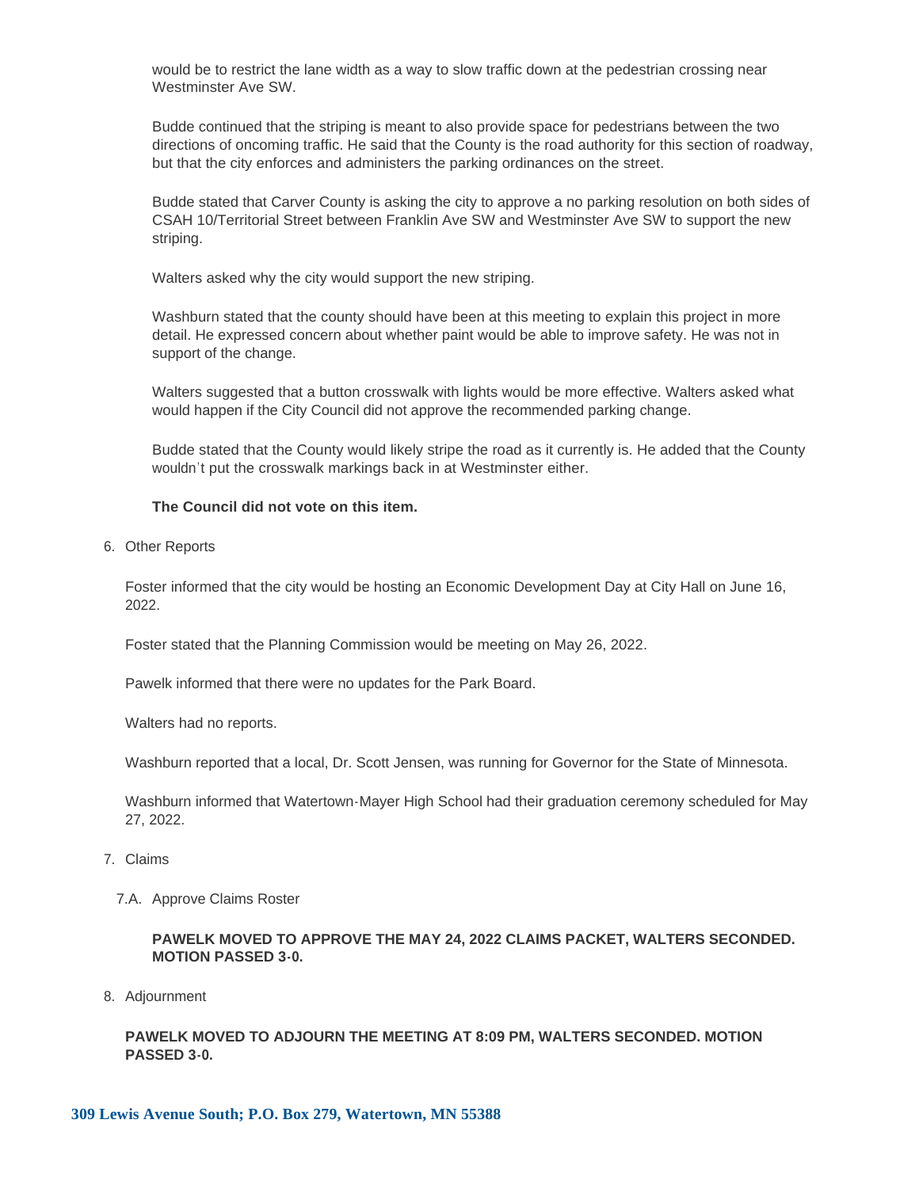would be to restrict the lane width as a way to slow traffic down at the pedestrian crossing near Westminster Ave SW.

Budde continued that the striping is meant to also provide space for pedestrians between the two directions of oncoming traffic. He said that the County is the road authority for this section of roadway, but that the city enforces and administers the parking ordinances on the street.

Budde stated that Carver County is asking the city to approve a no parking resolution on both sides of CSAH 10/Territorial Street between Franklin Ave SW and Westminster Ave SW to support the new striping.

Walters asked why the city would support the new striping.

Washburn stated that the county should have been at this meeting to explain this project in more detail. He expressed concern about whether paint would be able to improve safety. He was not in support of the change.

Walters suggested that a button crosswalk with lights would be more effective. Walters asked what would happen if the City Council did not approve the recommended parking change.

Budde stated that the County would likely stripe the road as it currently is. He added that the County wouldn't put the crosswalk markings back in at Westminster either.

**The Council did not vote on this item.**

6. Other Reports

Foster informed that the city would be hosting an Economic Development Day at City Hall on June 16, 2022.

Foster stated that the Planning Commission would be meeting on May 26, 2022.

Pawelk informed that there were no updates for the Park Board.

Walters had no reports.

Washburn reported that a local, Dr. Scott Jensen, was running for Governor for the State of Minnesota.

Washburn informed that Watertown-Mayer High School had their graduation ceremony scheduled for May 27, 2022.

7. Claims

7.A. Approve Claims Roster

**PAWELK MOVED TO APPROVE THE MAY 24, 2022 CLAIMS PACKET, WALTERS SECONDED. MOTION PASSED 3-0.**

8. Adjournment

**PAWELK MOVED TO ADJOURN THE MEETING AT 8:09 PM, WALTERS SECONDED. MOTION PASSED 3-0.**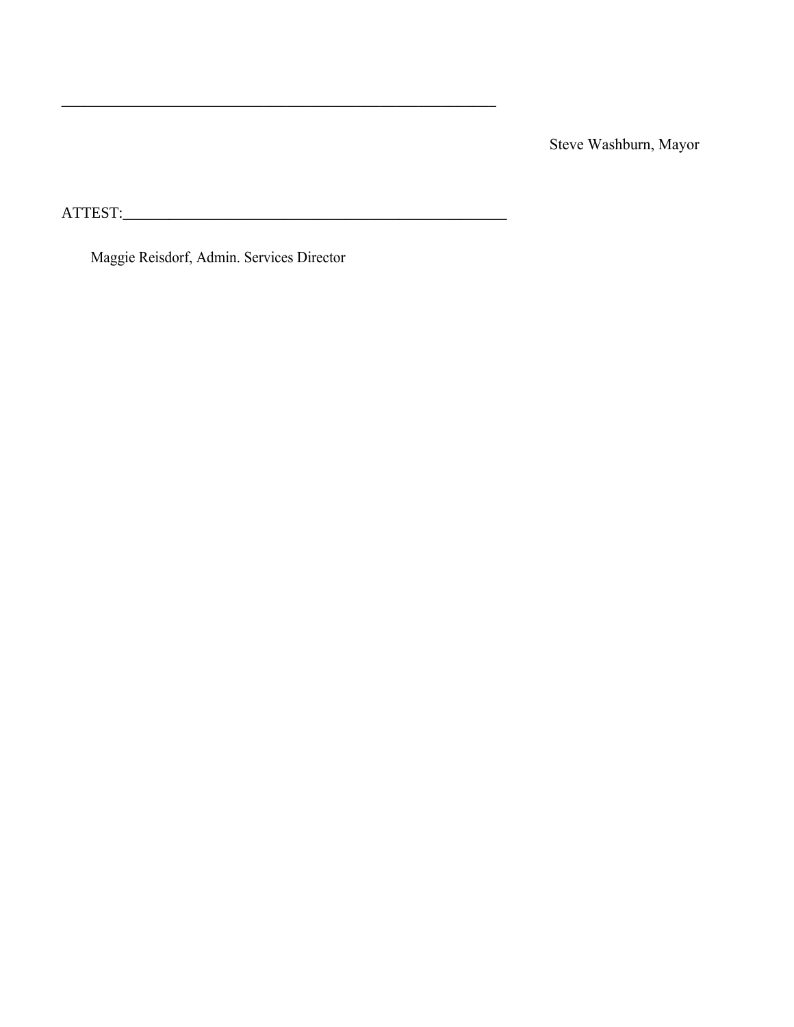\_\_\_\_\_\_\_\_\_\_\_\_\_\_\_\_\_\_\_\_\_\_\_\_\_\_\_\_\_\_\_\_\_\_\_\_\_\_\_\_\_\_\_\_\_\_\_\_\_\_\_\_\_\_\_\_\_\_

Steve Washburn, Mayor

ATTEST:\_\_\_\_\_\_\_\_\_\_\_\_\_\_\_\_\_\_\_\_\_\_\_\_\_\_\_\_\_\_\_\_\_\_\_\_\_\_\_\_\_\_\_\_\_\_\_\_\_\_\_

Maggie Reisdorf, Admin. Services Director